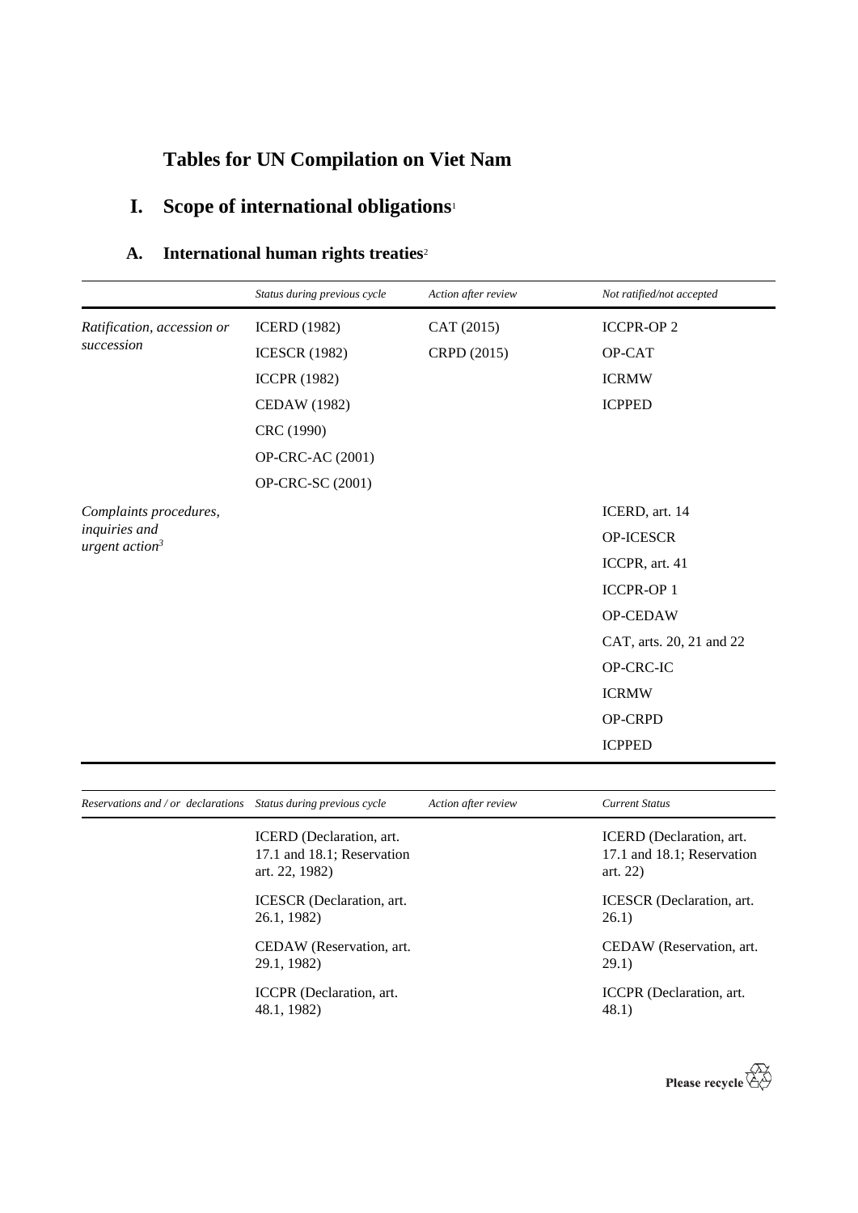# Tables for UN Compilation on Viet Nam

## I. Scope of international obligations[1]

### A. International human rights treaties[2]

| | *Status during previous cycle* | *Action after review* | *Not ratified/not accepted* |
|---|---|---|---|
| *Ratification, accession or succession* | ICERD (1982) | CAT (2015) | ICCPR-OP 2 |
| | ICESCR (1982) | CRPD (2015) | OP-CAT |
| | ICCPR (1982) | | ICRMW |
| | CEDAW (1982) | | ICPPED |
| | CRC (1990) | | |
| | OP-CRC-AC (2001) | | |
| | OP-CRC-SC (2001) | | |
| *Complaints procedures, inquiries and urgent action*[3] | | | ICERD, art. 14 |
| | | | OP-ICESCR |
| | | | ICCPR, art. 41 |
| | | | ICCPR-OP 1 |
| | | | OP-CEDAW |
| | | | CAT, arts. 20, 21 and 22 |
| | | | OP-CRC-IC |
| | | | ICRMW |
| | | | OP-CRPD |
| | | | ICPPED |

| *Reservations and / or declarations* | *Status during previous cycle* | *Action after review* | *Current Status* |
|---|---|---|---|
| | ICERD (Declaration, art. 17.1 and 18.1; Reservation art. 22, 1982) | | ICERD (Declaration, art. 17.1 and 18.1; Reservation art. 22) |
| | ICESCR (Declaration, art. 26.1, 1982) | | ICESCR (Declaration, art. 26.1) |
| | CEDAW (Reservation, art. 29.1, 1982) | | CEDAW (Reservation, art. 29.1) |
| | ICCPR (Declaration, art. 48.1, 1982) | | ICCPR (Declaration, art. 48.1) |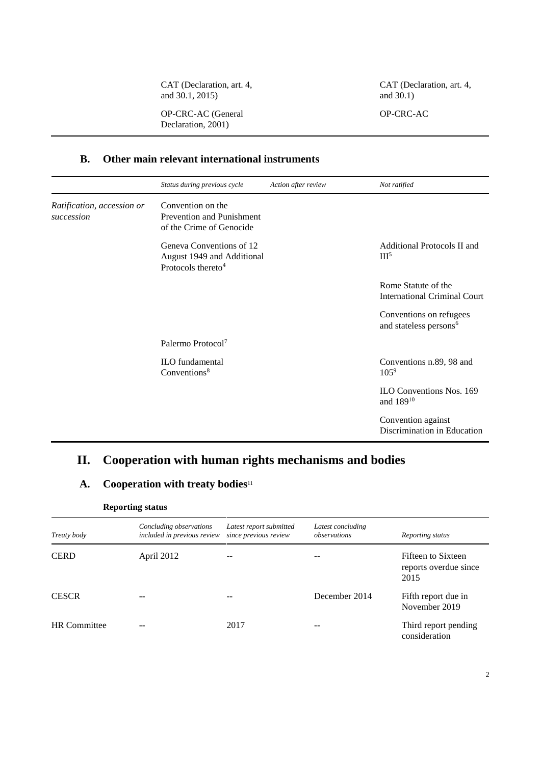| | | | |
|---|---|---|---|
| | CAT (Declaration, art. 4, and 30.1, 2015) | | CAT (Declaration, art. 4, and 30.1) |
| | OP-CRC-AC (General Declaration, 2001) | | OP-CRC-AC |

## B. Other main relevant international instruments

| | *Status during previous cycle* | *Action after review* | *Not ratified* |
|---|---|---|---|
| *Ratification, accession or succession* | Convention on the Prevention and Punishment of the Crime of Genocide | | |
| | Geneva Conventions of 12 August 1949 and Additional Protocols thereto[4] | | Additional Protocols II and III[5] |
| | | | Rome Statute of the International Criminal Court |
| | | | Conventions on refugees and stateless persons[6] |
| | Palermo Protocol[7] | | |
| | ILO fundamental Conventions[8] | | Conventions n.89, 98 and 105[9] |
| | | | ILO Conventions Nos. 169 and 189[10] |
| | | | Convention against Discrimination in Education |

# II. Cooperation with human rights mechanisms and bodies

## A. Cooperation with treaty bodies[11]

**Reporting status**

| *Treaty body* | *Concluding observations included in previous review* | *Latest report submitted since previous review* | *Latest concluding observations* | *Reporting status* |
|---|---|---|---|---|
| CERD | April 2012 | -- | -- | Fifteen to Sixteen reports overdue since 2015 |
| CESCR | -- | -- | December 2014 | Fifth report due in November 2019 |
| HR Committee | -- | 2017 | -- | Third report pending consideration |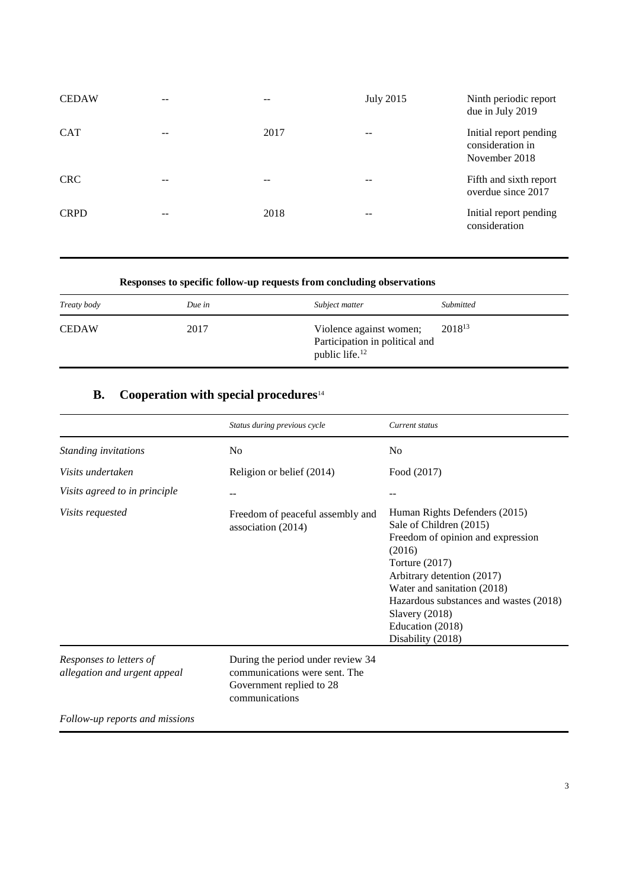| | | | | |
|---|---|---|---|---|
| CEDAW | -- | -- | July 2015 | Ninth periodic report due in July 2019 |
| CAT | -- | 2017 | -- | Initial report pending consideration in November 2018 |
| CRC | -- | -- | -- | Fifth and sixth report overdue since 2017 |
| CRPD | -- | 2018 | -- | Initial report pending consideration |

**Responses to specific follow-up requests from concluding observations**

| *Treaty body* | *Due in* | *Subject matter* | *Submitted* |
|---|---|---|---|
| CEDAW | 2017 | Violence against women; Participation in political and public life.[12] | 2018[13] |

## B. Cooperation with special procedures[14]

| | *Status during previous cycle* | *Current status* |
|---|---|---|
| *Standing invitations* | No | No |
| *Visits undertaken* | Religion or belief (2014) | Food (2017) |
| *Visits agreed to in principle* | -- | -- |
| *Visits requested* | Freedom of peaceful assembly and association (2014) | Human Rights Defenders (2015)<br>Sale of Children (2015)<br>Freedom of opinion and expression (2016)<br>Torture (2017)<br>Arbitrary detention (2017)<br>Water and sanitation (2018)<br>Hazardous substances and wastes (2018)<br>Slavery (2018)<br>Education (2018)<br>Disability (2018) |
| *Responses to letters of allegation and urgent appeal* | During the period under review 34 communications were sent. The Government replied to 28 communications | |
| *Follow-up reports and missions* | | |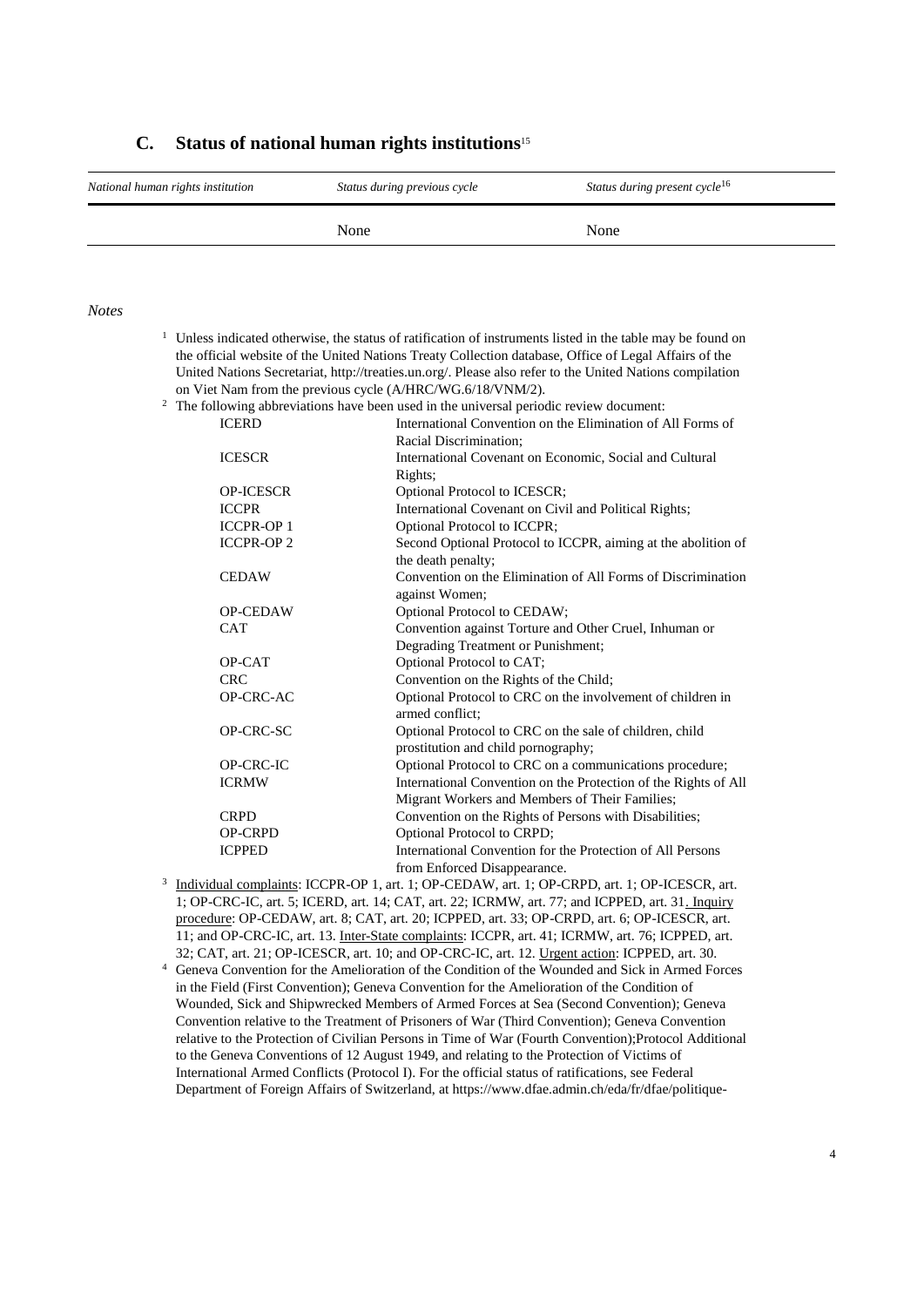## C. Status of national human rights institutions[15]

| *National human rights institution* | *Status during previous cycle* | *Status during present cycle*[16] |
|---|---|---|
| | None | None |

*Notes*

[1] Unless indicated otherwise, the status of ratification of instruments listed in the table may be found on the official website of the United Nations Treaty Collection database, Office of Legal Affairs of the United Nations Secretariat, http://treaties.un.org/. Please also refer to the United Nations compilation on Viet Nam from the previous cycle (A/HRC/WG.6/18/VNM/2).

[2] The following abbreviations have been used in the universal periodic review document:

| | |
|---|---|
| ICERD | International Convention on the Elimination of All Forms of Racial Discrimination; |
| ICESCR | International Covenant on Economic, Social and Cultural Rights; |
| OP-ICESCR | Optional Protocol to ICESCR; |
| ICCPR | International Covenant on Civil and Political Rights; |
| ICCPR-OP 1 | Optional Protocol to ICCPR; |
| ICCPR-OP 2 | Second Optional Protocol to ICCPR, aiming at the abolition of the death penalty; |
| CEDAW | Convention on the Elimination of All Forms of Discrimination against Women; |
| OP-CEDAW | Optional Protocol to CEDAW; |
| CAT | Convention against Torture and Other Cruel, Inhuman or Degrading Treatment or Punishment; |
| OP-CAT | Optional Protocol to CAT; |
| CRC | Convention on the Rights of the Child; |
| OP-CRC-AC | Optional Protocol to CRC on the involvement of children in armed conflict; |
| OP-CRC-SC | Optional Protocol to CRC on the sale of children, child prostitution and child pornography; |
| OP-CRC-IC | Optional Protocol to CRC on a communications procedure; |
| ICRMW | International Convention on the Protection of the Rights of All Migrant Workers and Members of Their Families; |
| CRPD | Convention on the Rights of Persons with Disabilities; |
| OP-CRPD | Optional Protocol to CRPD; |
| ICPPED | International Convention for the Protection of All Persons from Enforced Disappearance. |

[3] Individual complaints: ICCPR-OP 1, art. 1; OP-CEDAW, art. 1; OP-CRPD, art. 1; OP-ICESCR, art. 1; OP-CRC-IC, art. 5; ICERD, art. 14; CAT, art. 22; ICRMW, art. 77; and ICPPED, art. 31. Inquiry procedure: OP-CEDAW, art. 8; CAT, art. 20; ICPPED, art. 33; OP-CRPD, art. 6; OP-ICESCR, art. 11; and OP-CRC-IC, art. 13. Inter-State complaints: ICCPR, art. 41; ICRMW, art. 76; ICPPED, art. 32; CAT, art. 21; OP-ICESCR, art. 10; and OP-CRC-IC, art. 12. Urgent action: ICPPED, art. 30.

[4] Geneva Convention for the Amelioration of the Condition of the Wounded and Sick in Armed Forces in the Field (First Convention); Geneva Convention for the Amelioration of the Condition of Wounded, Sick and Shipwrecked Members of Armed Forces at Sea (Second Convention); Geneva Convention relative to the Treatment of Prisoners of War (Third Convention); Geneva Convention relative to the Protection of Civilian Persons in Time of War (Fourth Convention);Protocol Additional to the Geneva Conventions of 12 August 1949, and relating to the Protection of Victims of International Armed Conflicts (Protocol I). For the official status of ratifications, see Federal Department of Foreign Affairs of Switzerland, at https://www.dfae.admin.ch/eda/fr/dfae/politique-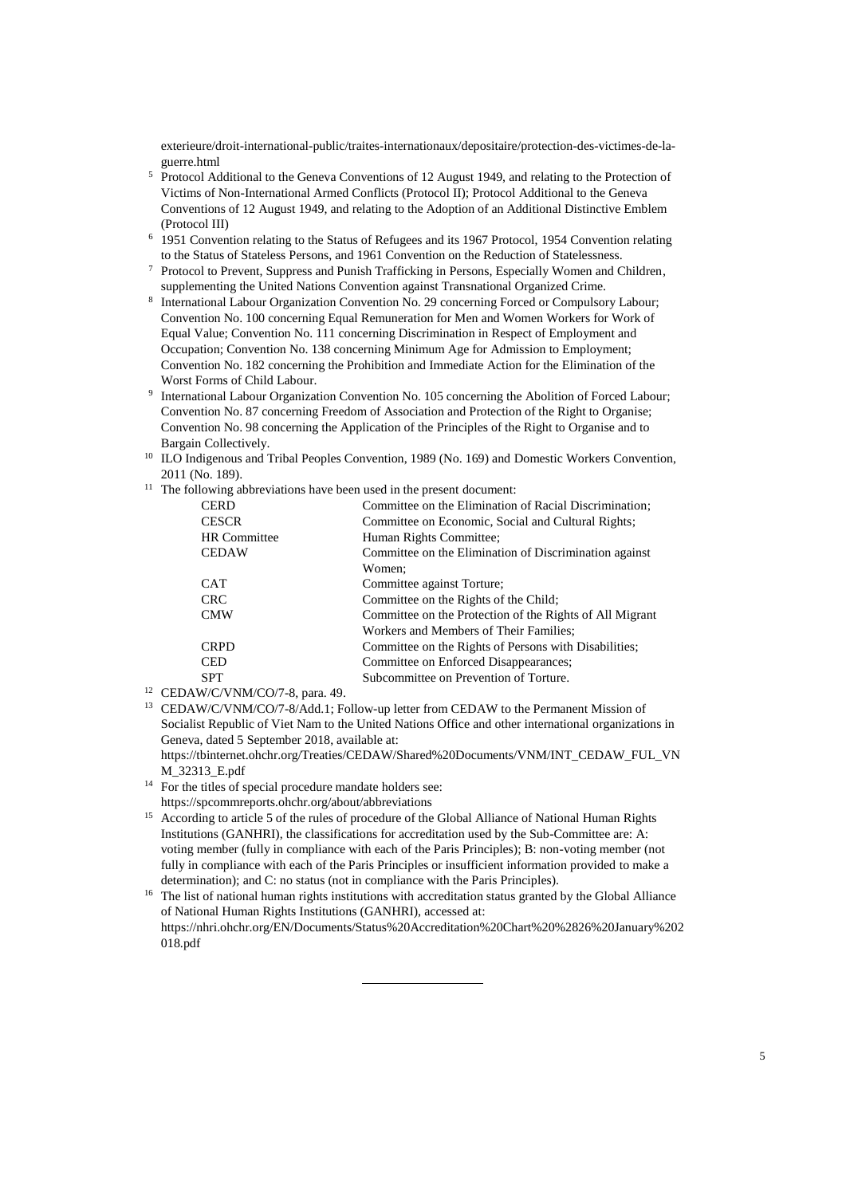exterieure/droit-international-public/traites-internationaux/depositaire/protection-des-victimes-de-la-guerre.html

[5] Protocol Additional to the Geneva Conventions of 12 August 1949, and relating to the Protection of Victims of Non-International Armed Conflicts (Protocol II); Protocol Additional to the Geneva Conventions of 12 August 1949, and relating to the Adoption of an Additional Distinctive Emblem (Protocol III)

[6] 1951 Convention relating to the Status of Refugees and its 1967 Protocol, 1954 Convention relating to the Status of Stateless Persons, and 1961 Convention on the Reduction of Statelessness.

[7] Protocol to Prevent, Suppress and Punish Trafficking in Persons, Especially Women and Children, supplementing the United Nations Convention against Transnational Organized Crime.

[8] International Labour Organization Convention No. 29 concerning Forced or Compulsory Labour; Convention No. 100 concerning Equal Remuneration for Men and Women Workers for Work of Equal Value; Convention No. 111 concerning Discrimination in Respect of Employment and Occupation; Convention No. 138 concerning Minimum Age for Admission to Employment; Convention No. 182 concerning the Prohibition and Immediate Action for the Elimination of the Worst Forms of Child Labour.

[9] International Labour Organization Convention No. 105 concerning the Abolition of Forced Labour; Convention No. 87 concerning Freedom of Association and Protection of the Right to Organise; Convention No. 98 concerning the Application of the Principles of the Right to Organise and to Bargain Collectively.

[10] ILO Indigenous and Tribal Peoples Convention, 1989 (No. 169) and Domestic Workers Convention, 2011 (No. 189).

[11] The following abbreviations have been used in the present document:

| | |
|---|---|
| CERD | Committee on the Elimination of Racial Discrimination; |
| CESCR | Committee on Economic, Social and Cultural Rights; |
| HR Committee | Human Rights Committee; |
| CEDAW | Committee on the Elimination of Discrimination against Women; |
| CAT | Committee against Torture; |
| CRC | Committee on the Rights of the Child; |
| CMW | Committee on the Protection of the Rights of All Migrant Workers and Members of Their Families; |
| CRPD | Committee on the Rights of Persons with Disabilities; |
| CED | Committee on Enforced Disappearances; |
| SPT | Subcommittee on Prevention of Torture. |

[12] CEDAW/C/VNM/CO/7-8, para. 49.

[13] CEDAW/C/VNM/CO/7-8/Add.1; Follow-up letter from CEDAW to the Permanent Mission of Socialist Republic of Viet Nam to the United Nations Office and other international organizations in Geneva, dated 5 September 2018, available at: https://tbinternet.ohchr.org/Treaties/CEDAW/Shared%20Documents/VNM/INT_CEDAW_FUL_VNM_32313_E.pdf

[14] For the titles of special procedure mandate holders see: https://spcommreports.ohchr.org/about/abbreviations

[15] According to article 5 of the rules of procedure of the Global Alliance of National Human Rights Institutions (GANHRI), the classifications for accreditation used by the Sub-Committee are: A: voting member (fully in compliance with each of the Paris Principles); B: non-voting member (not fully in compliance with each of the Paris Principles or insufficient information provided to make a determination); and C: no status (not in compliance with the Paris Principles).

[16] The list of national human rights institutions with accreditation status granted by the Global Alliance of National Human Rights Institutions (GANHRI), accessed at: https://nhri.ohchr.org/EN/Documents/Status%20Accreditation%20Chart%20%2826%20January%202018.pdf